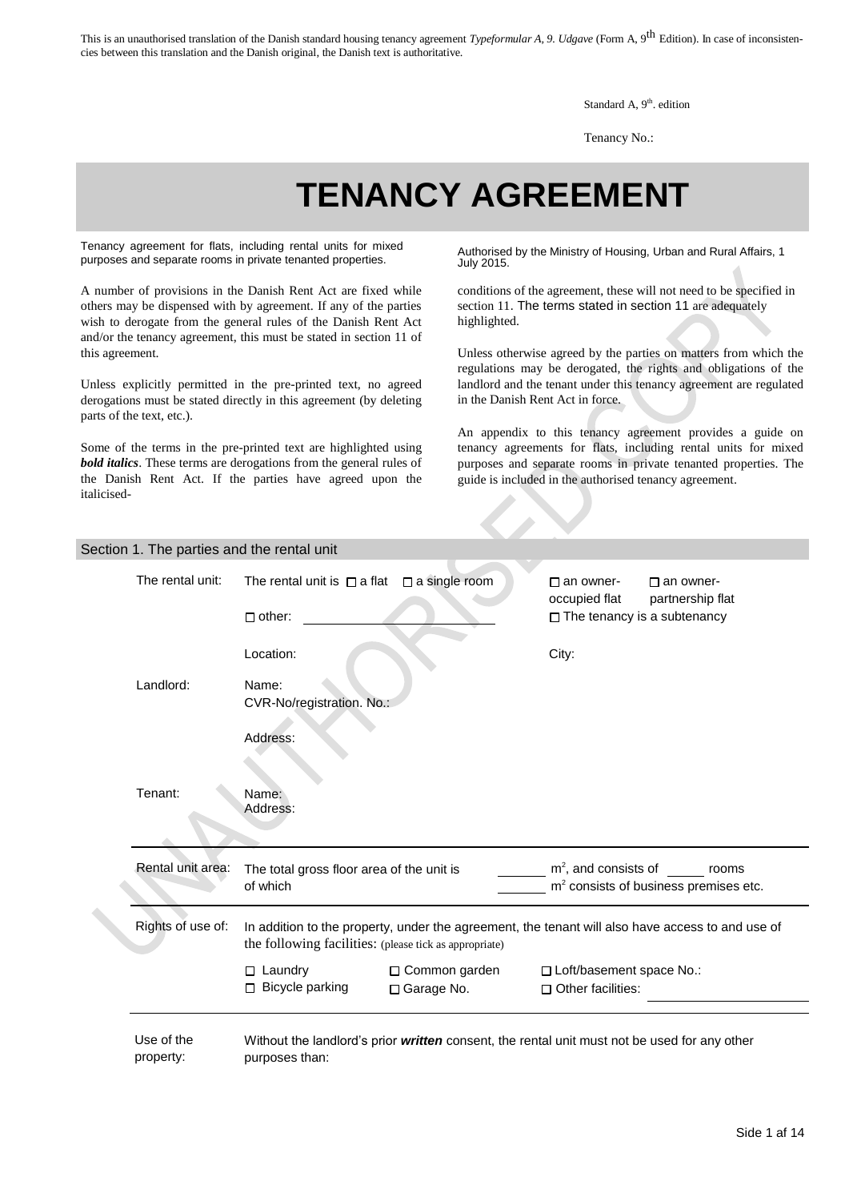This is an unauthorised translation of the Danish standard housing tenancy agreement *Typeformular A, 9. Udgave* (Form A, 9th Edition). In case of inconsistencies between this translation and the Danish original, the Danish text is authoritative.

Standard A, 9th. edition

Tenancy No.:

# TENANCY AGREEMENT

Tenancy agreement for flats, including rental units for mixed purposes and separate rooms in private tenanted properties.

Authorised by the Ministry of Housing, Urban and Rural Affairs, 1 July 2015.

A number of provisions in the Danish Rent Act are fixed while others may be dispensed with by agreement. If any of the parties wish to derogate from the general rules of the Danish Rent Act and/or the tenancy agreement, this must be stated in section 11 of this agreement.

Unless explicitly permitted in the pre-printed text, no agreed derogations must be stated directly in this agreement (by deleting parts of the text, etc.).

Some of the terms in the pre-printed text are highlighted using ***bold italics***. These terms are derogations from the general rules of the Danish Rent Act. If the parties have agreed upon the italicised-conditions of the agreement, these will not need to be specified in section 11. The terms stated in section 11 are adequately highlighted.

Unless otherwise agreed by the parties on matters from which the regulations may be derogated, the rights and obligations of the landlord and the tenant under this tenancy agreement are regulated in the Danish Rent Act in force.

An appendix to this tenancy agreement provides a guide on tenancy agreements for flats, including rental units for mixed purposes and separate rooms in private tenanted properties. The guide is included in the authorised tenancy agreement.

## Section 1. The parties and the rental unit

**The rental unit:** The rental unit is ☐ a flat ☐ a single room ☐ an owner-occupied flat ☐ an owner-partnership flat

☐ other: ________ ☐ The tenancy is a subtenancy

Location: City:

**Landlord:** Name:

CVR-No/registration. No.:

Address:

**Tenant:** Name:

Address:

**Rental unit area:** The total gross floor area of the unit is _____ m², and consists of _____ rooms of which _____ m² consists of business premises etc.

**Rights of use of:** In addition to the property, under the agreement, the tenant will also have access to and use of the following facilities: (please tick as appropriate)

☐ Laundry ☐ Common garden ☐ Loft/basement space No.:

☐ Bicycle parking ☐ Garage No. ☐ Other facilities: ________

**Use of the property:** Without the landlord's prior ***written*** consent, the rental unit must not be used for any other purposes than: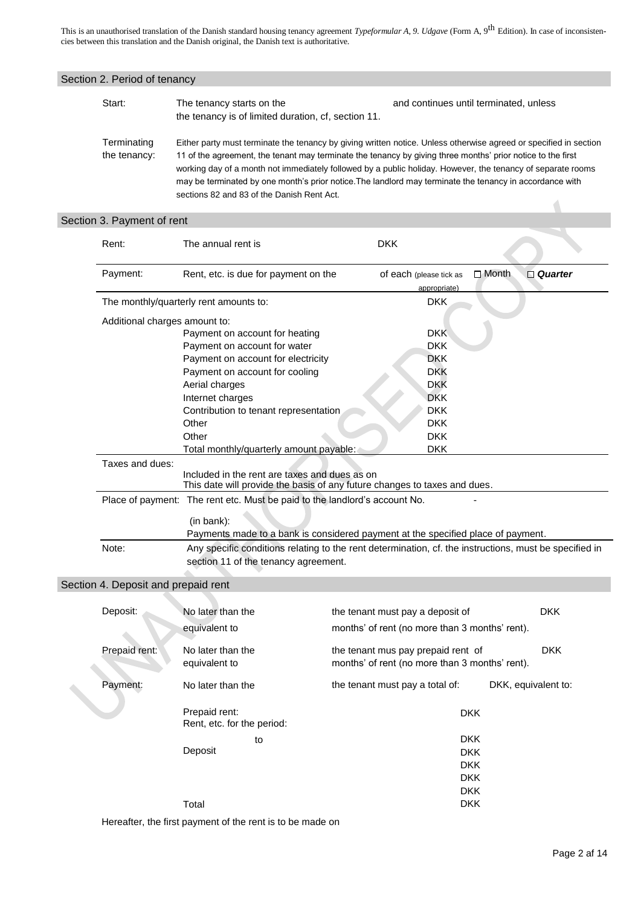This is an unauthorised translation of the Danish standard housing tenancy agreement *Typeformular A, 9. Udgave* (Form A, 9th Edition). In case of inconsistencies between this translation and the Danish original, the Danish text is authoritative.

## Section 2. Period of tenancy

**Start:** The tenancy starts on the and continues until terminated, unless the tenancy is of limited duration, cf, section 11.

**Terminating the tenancy:** Either party must terminate the tenancy by giving written notice. Unless otherwise agreed or specified in section 11 of the agreement, the tenant may terminate the tenancy by giving three months' prior notice to the first working day of a month not immediately followed by a public holiday. However, the tenancy of separate rooms may be terminated by one month's prior notice.The landlord may terminate the tenancy in accordance with sections 82 and 83 of the Danish Rent Act.

## Section 3. Payment of rent

| | | | |
|---|---|---|---|
| Rent: | The annual rent is | DKK | |
| Payment: | Rent, etc. is due for payment on the | of each (please tick as appropriate) | ☐ Month ☐ ***Quarter*** |
| The monthly/quarterly rent amounts to: | | DKK | |
| Additional charges amount to: | | | |
| | Payment on account for heating | DKK | |
| | Payment on account for water | DKK | |
| | Payment on account for electricity | DKK | |
| | Payment on account for cooling | DKK | |
| | Aerial charges | DKK | |
| | Internet charges | DKK | |
| | Contribution to tenant representation | DKK | |
| | Other | DKK | |
| | Other | DKK | |
| | Total monthly/quarterly amount payable: | DKK | |

**Taxes and dues:** Included in the rent are taxes and dues as on
This date will provide the basis of any future changes to taxes and dues.

**Place of payment:** The rent etc. Must be paid to the landlord's account No. -
(in bank):
Payments made to a bank is considered payment at the specified place of payment.

**Note:** Any specific conditions relating to the rent determination, cf. the instructions, must be specified in section 11 of the tenancy agreement.

## Section 4. Deposit and prepaid rent

| | | | |
|---|---|---|---|
| Deposit: | No later than the | the tenant must pay a deposit of | DKK |
| | equivalent to | months' of rent (no more than 3 months' rent). | |
| Prepaid rent: | No later than the | the tenant mus pay prepaid rent of | DKK |
| | equivalent to | months' of rent (no more than 3 months' rent). | |
| Payment: | No later than the | the tenant must pay a total of: | DKK, equivalent to: |
| | Prepaid rent: | DKK | |
| | Rent, etc. for the period: | | |
| | to | DKK | |
| | Deposit | DKK | |
| | | DKK | |
| | | DKK | |
| | | DKK | |
| | Total | DKK | |

Hereafter, the first payment of the rent is to be made on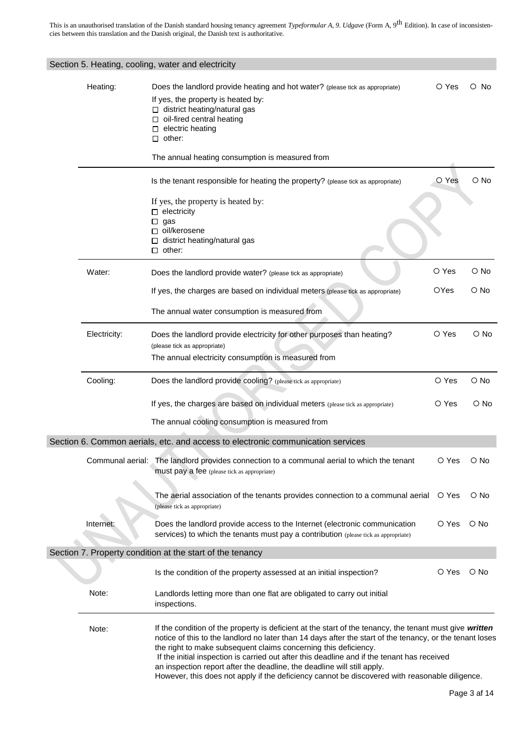This is an unauthorised translation of the Danish standard housing tenancy agreement *Typeformular A, 9. Udgave* (Form A, 9th Edition). In case of inconsistencies between this translation and the Danish original, the Danish text is authoritative.

## Section 5. Heating, cooling, water and electricity

**Heating:**

Does the landlord provide heating and hot water? (please tick as appropriate) ○ Yes ○ No

If yes, the property is heated by:
- ☐ district heating/natural gas
- ☐ oil-fired central heating
- ☐ electric heating
- ☐ other:

The annual heating consumption is measured from

---

Is the tenant responsible for heating the property? (please tick as appropriate) ○ Yes ○ No

If yes, the property is heated by:
- ☐ electricity
- ☐ gas
- ☐ oil/kerosene
- ☐ district heating/natural gas
- ☐ other:

---

**Water:**

Does the landlord provide water? (please tick as appropriate) ○ Yes ○ No

If yes, the charges are based on individual meters (please tick as appropriate) ○ Yes ○ No

The annual water consumption is measured from

---

**Electricity:**

Does the landlord provide electricity for other purposes than heating? (please tick as appropriate) ○ Yes ○ No

The annual electricity consumption is measured from

---

**Cooling:**

Does the landlord provide cooling? (please tick as appropriate) ○ Yes ○ No

If yes, the charges are based on individual meters (please tick as appropriate) ○ Yes ○ No

The annual cooling consumption is measured from

## Section 6. Common aerials, etc. and access to electronic communication services

**Communal aerial:** The landlord provides connection to a communal aerial to which the tenant must pay a fee (please tick as appropriate) ○ Yes ○ No

The aerial association of the tenants provides connection to a communal aerial (please tick as appropriate) ○ Yes ○ No

**Internet:** Does the landlord provide access to the Internet (electronic communication services) to which the tenants must pay a contribution (please tick as appropriate) ○ Yes ○ No

## Section 7. Property condition at the start of the tenancy

Is the condition of the property assessed at an initial inspection? ○ Yes ○ No

**Note:** Landlords letting more than one flat are obligated to carry out initial inspections.

---

**Note:** If the condition of the property is deficient at the start of the tenancy, the tenant must give ***written*** notice of this to the landlord no later than 14 days after the start of the tenancy, or the tenant loses the right to make subsequent claims concerning this deficiency.
If the initial inspection is carried out after this deadline and if the tenant has received an inspection report after the deadline, the deadline will still apply.
However, this does not apply if the deficiency cannot be discovered with reasonable diligence.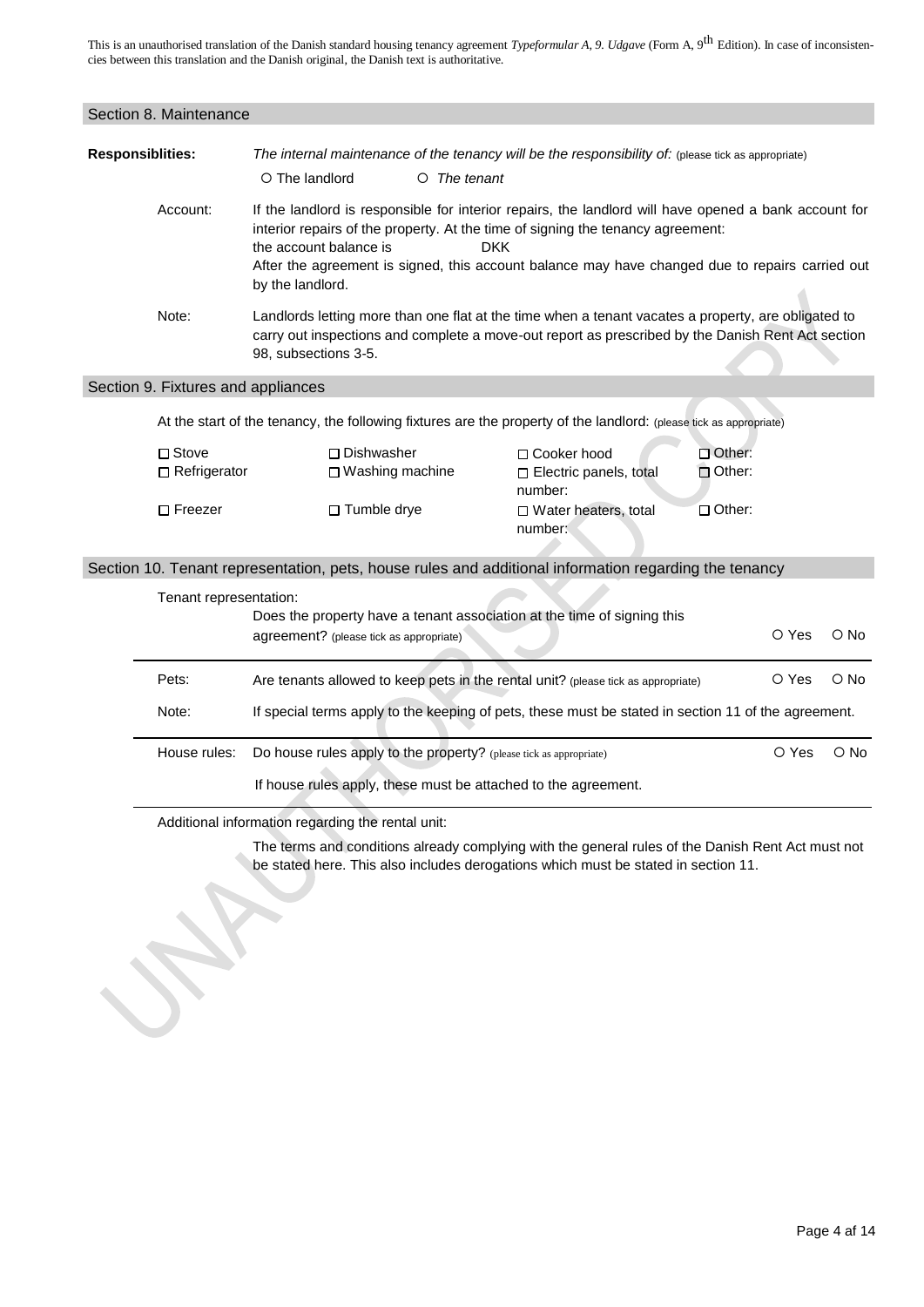This is an unauthorised translation of the Danish standard housing tenancy agreement *Typeformular A, 9. Udgave* (Form A, 9th Edition). In case of inconsistencies between this translation and the Danish original, the Danish text is authoritative.

## Section 8. Maintenance

**Responsiblities:** *The internal maintenance of the tenancy will be the responsibility of:* (please tick as appropriate)

○ The landlord ○ *The tenant*

Account: If the landlord is responsible for interior repairs, the landlord will have opened a bank account for interior repairs of the property. At the time of signing the tenancy agreement: the account balance is DKK
After the agreement is signed, this account balance may have changed due to repairs carried out by the landlord.

Note: Landlords letting more than one flat at the time when a tenant vacates a property, are obligated to carry out inspections and complete a move-out report as prescribed by the Danish Rent Act section 98, subsections 3-5.

## Section 9. Fixtures and appliances

At the start of the tenancy, the following fixtures are the property of the landlord: (please tick as appropriate)

| | | | |
|---|---|---|---|
| ☐ Stove | ☐ Dishwasher | ☐ Cooker hood | ☐ Other: |
| ☐ Refrigerator | ☐ Washing machine | ☐ Electric panels, total number: | ☐ Other: |
| ☐ Freezer | ☐ Tumble drye | ☐ Water heaters, total number: | ☐ Other: |

## Section 10. Tenant representation, pets, house rules and additional information regarding the tenancy

Tenant representation:
Does the property have a tenant association at the time of signing this agreement? (please tick as appropriate) ○ Yes ○ No

Pets: Are tenants allowed to keep pets in the rental unit? (please tick as appropriate) ○ Yes ○ No

Note: If special terms apply to the keeping of pets, these must be stated in section 11 of the agreement.

House rules: Do house rules apply to the property? (please tick as appropriate) ○ Yes ○ No

If house rules apply, these must be attached to the agreement.

Additional information regarding the rental unit:

The terms and conditions already complying with the general rules of the Danish Rent Act must not be stated here. This also includes derogations which must be stated in section 11.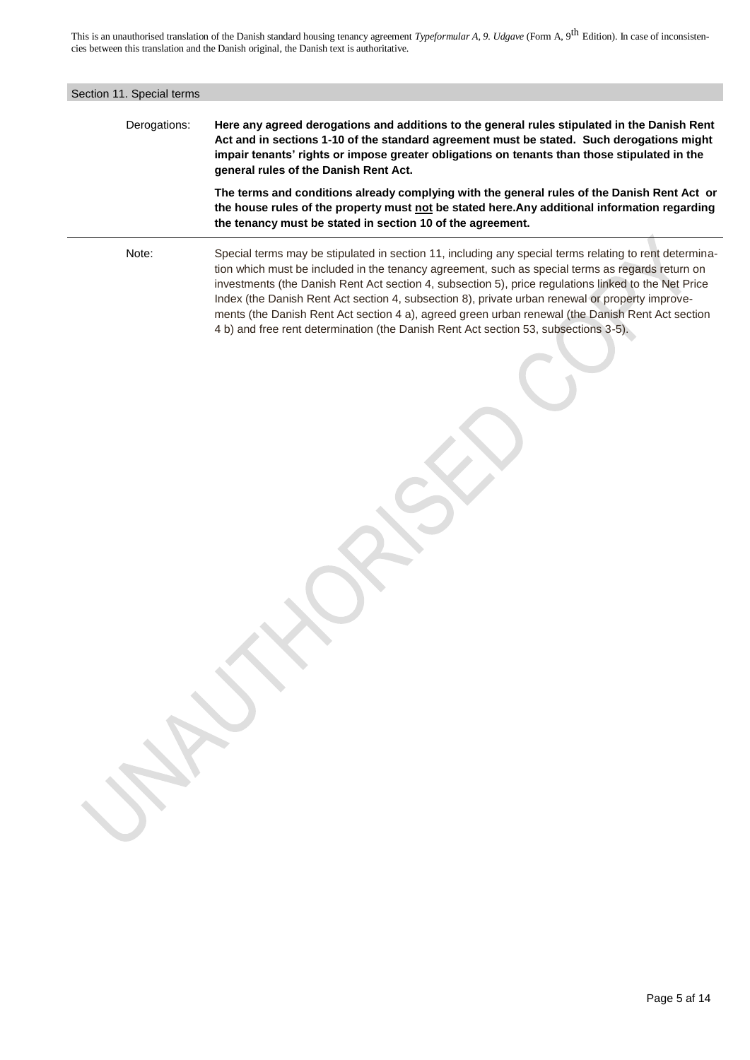This is an unauthorised translation of the Danish standard housing tenancy agreement *Typeformular A, 9. Udgave* (Form A, 9th Edition). In case of inconsistencies between this translation and the Danish original, the Danish text is authoritative.

## Section 11. Special terms

Derogations: **Here any agreed derogations and additions to the general rules stipulated in the Danish Rent Act and in sections 1-10 of the standard agreement must be stated. Such derogations might impair tenants' rights or impose greater obligations on tenants than those stipulated in the general rules of the Danish Rent Act.**

**The terms and conditions already complying with the general rules of the Danish Rent Act or the house rules of the property must <u>not</u> be stated here.Any additional information regarding the tenancy must be stated in section 10 of the agreement.**

Note: Special terms may be stipulated in section 11, including any special terms relating to rent determination which must be included in the tenancy agreement, such as special terms as regards return on investments (the Danish Rent Act section 4, subsection 5), price regulations linked to the Net Price Index (the Danish Rent Act section 4, subsection 8), private urban renewal or property improvements (the Danish Rent Act section 4 a), agreed green urban renewal (the Danish Rent Act section 4 b) and free rent determination (the Danish Rent Act section 53, subsections 3-5).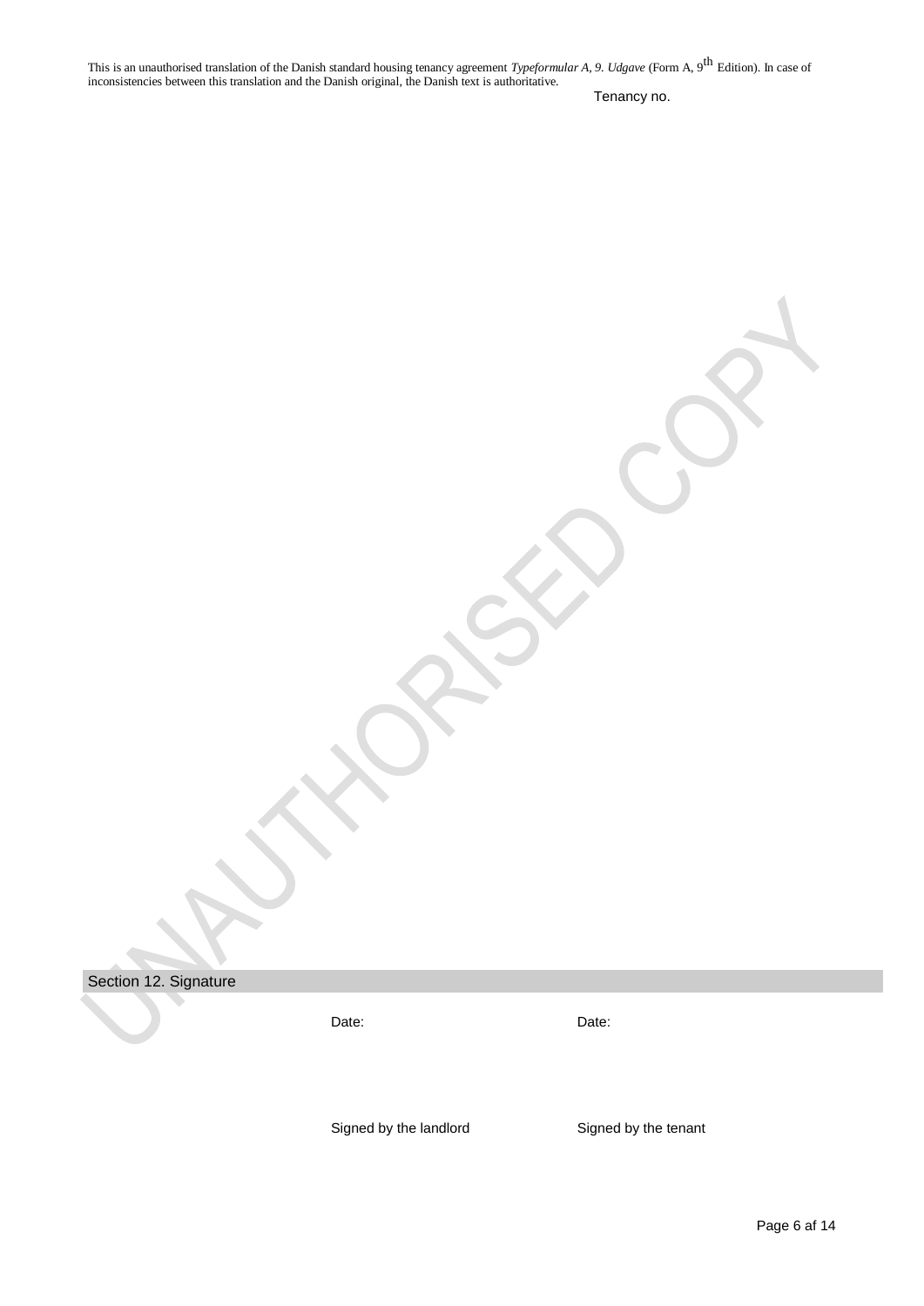This is an unauthorised translation of the Danish standard housing tenancy agreement *Typeformular A, 9. Udgave* (Form A, 9th Edition). In case of inconsistencies between this translation and the Danish original, the Danish text is authoritative.

Tenancy no.

## Section 12. Signature

| | |
|---|---|
| Date: | Date: |
| | |
| Signed by the landlord | Signed by the tenant |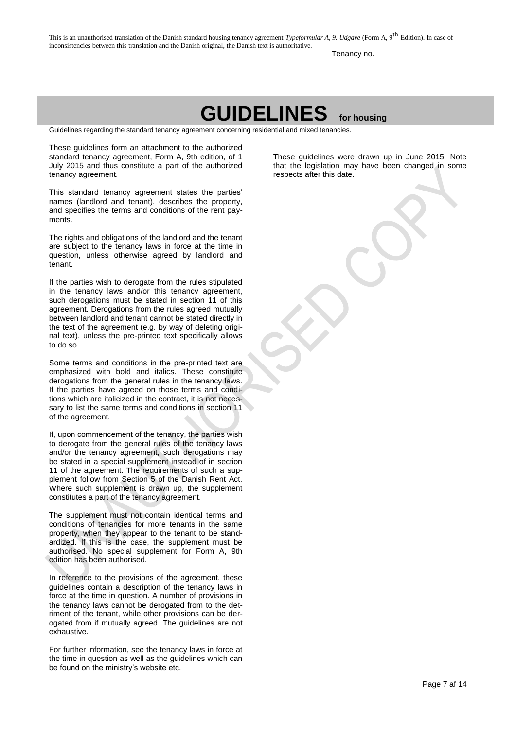This is an unauthorised translation of the Danish standard housing tenancy agreement *Typeformular A, 9. Udgave* (Form A, 9th Edition). In case of inconsistencies between this translation and the Danish original, the Danish text is authoritative.

Tenancy no.

# GUIDELINES for housing

Guidelines regarding the standard tenancy agreement concerning residential and mixed tenancies.

These guidelines form an attachment to the authorized standard tenancy agreement, Form A, 9th edition, of 1 July 2015 and thus constitute a part of the authorized tenancy agreement.

This standard tenancy agreement states the parties' names (landlord and tenant), describes the property, and specifies the terms and conditions of the rent payments.

The rights and obligations of the landlord and the tenant are subject to the tenancy laws in force at the time in question, unless otherwise agreed by landlord and tenant.

If the parties wish to derogate from the rules stipulated in the tenancy laws and/or this tenancy agreement, such derogations must be stated in section 11 of this agreement. Derogations from the rules agreed mutually between landlord and tenant cannot be stated directly in the text of the agreement (e.g. by way of deleting original text), unless the pre-printed text specifically allows to do so.

Some terms and conditions in the pre-printed text are emphasized with bold and italics. These constitute derogations from the general rules in the tenancy laws. If the parties have agreed on those terms and conditions which are italicized in the contract, it is not necessary to list the same terms and conditions in section 11 of the agreement.

If, upon commencement of the tenancy, the parties wish to derogate from the general rules of the tenancy laws and/or the tenancy agreement, such derogations may be stated in a special supplement instead of in section 11 of the agreement. The requirements of such a supplement follow from Section 5 of the Danish Rent Act. Where such supplement is drawn up, the supplement constitutes a part of the tenancy agreement.

The supplement must not contain identical terms and conditions of tenancies for more tenants in the same property, when they appear to the tenant to be standardized. If this is the case, the supplement must be authorised. No special supplement for Form A, 9th edition has been authorised.

In reference to the provisions of the agreement, these guidelines contain a description of the tenancy laws in force at the time in question. A number of provisions in the tenancy laws cannot be derogated from to the detriment of the tenant, while other provisions can be derogated from if mutually agreed. The guidelines are not exhaustive.

For further information, see the tenancy laws in force at the time in question as well as the guidelines which can be found on the ministry's website etc.

These guidelines were drawn up in June 2015. Note that the legislation may have been changed in some respects after this date.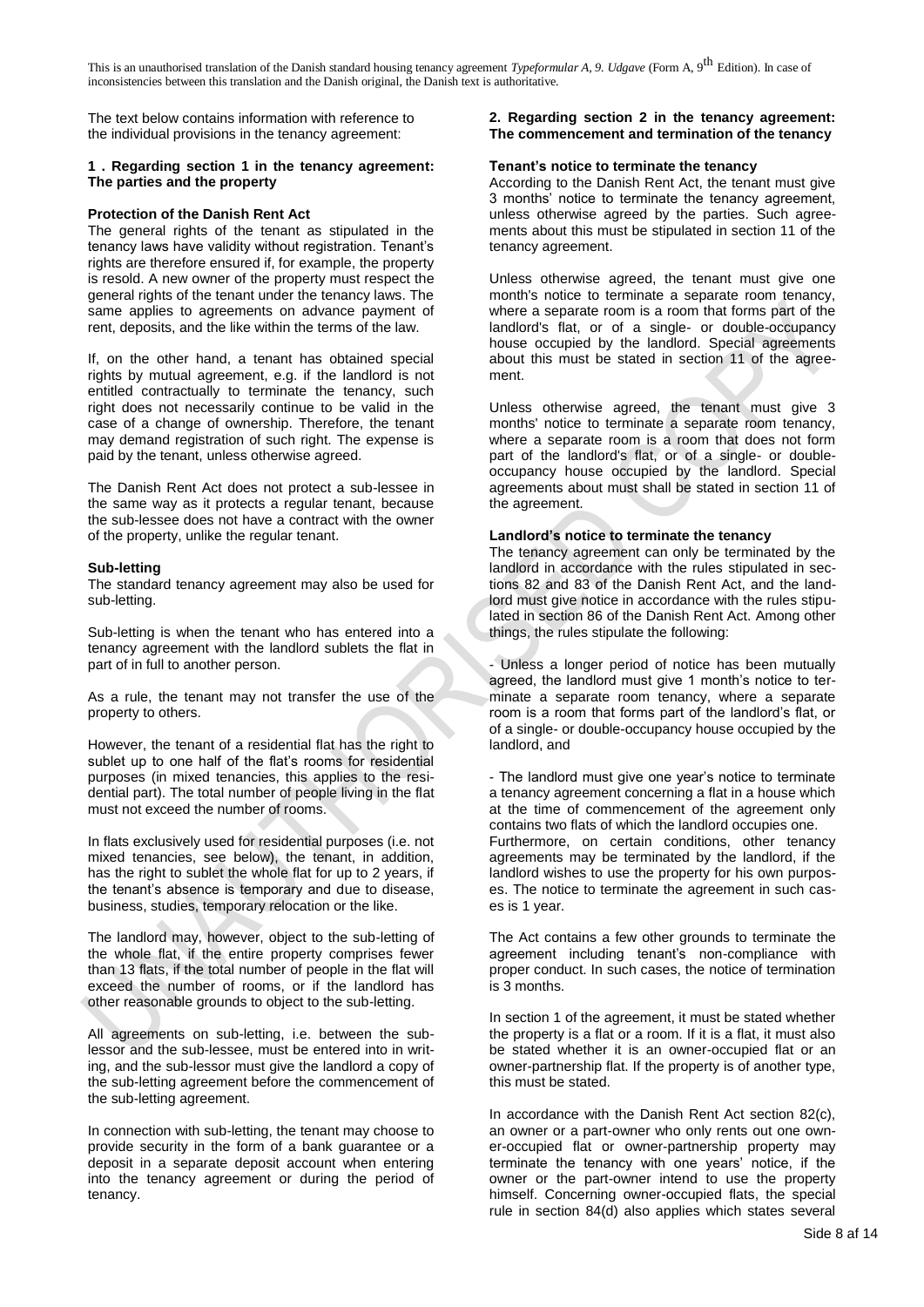This is an unauthorised translation of the Danish standard housing tenancy agreement *Typeformular A, 9. Udgave* (Form A, 9th Edition). In case of inconsistencies between this translation and the Danish original, the Danish text is authoritative.

The text below contains information with reference to the individual provisions in the tenancy agreement:

**1 . Regarding section 1 in the tenancy agreement: The parties and the property**

**Protection of the Danish Rent Act**

The general rights of the tenant as stipulated in the tenancy laws have validity without registration. Tenant's rights are therefore ensured if, for example, the property is resold. A new owner of the property must respect the general rights of the tenant under the tenancy laws. The same applies to agreements on advance payment of rent, deposits, and the like within the terms of the law.

If, on the other hand, a tenant has obtained special rights by mutual agreement, e.g. if the landlord is not entitled contractually to terminate the tenancy, such right does not necessarily continue to be valid in the case of a change of ownership. Therefore, the tenant may demand registration of such right. The expense is paid by the tenant, unless otherwise agreed.

The Danish Rent Act does not protect a sub-lessee in the same way as it protects a regular tenant, because the sub-lessee does not have a contract with the owner of the property, unlike the regular tenant.

**Sub-letting**

The standard tenancy agreement may also be used for sub-letting.

Sub-letting is when the tenant who has entered into a tenancy agreement with the landlord sublets the flat in part of in full to another person.

As a rule, the tenant may not transfer the use of the property to others.

However, the tenant of a residential flat has the right to sublet up to one half of the flat's rooms for residential purposes (in mixed tenancies, this applies to the residential part). The total number of people living in the flat must not exceed the number of rooms.

In flats exclusively used for residential purposes (i.e. not mixed tenancies, see below), the tenant, in addition, has the right to sublet the whole flat for up to 2 years, if the tenant's absence is temporary and due to disease, business, studies, temporary relocation or the like.

The landlord may, however, object to the sub-letting of the whole flat, if the entire property comprises fewer than 13 flats, if the total number of people in the flat will exceed the number of rooms, or if the landlord has other reasonable grounds to object to the sub-letting.

All agreements on sub-letting, i.e. between the sub-lessor and the sub-lessee, must be entered into in writing, and the sub-lessor must give the landlord a copy of the sub-letting agreement before the commencement of the sub-letting agreement.

In connection with sub-letting, the tenant may choose to provide security in the form of a bank guarantee or a deposit in a separate deposit account when entering into the tenancy agreement or during the period of tenancy.

**2. Regarding section 2 in the tenancy agreement: The commencement and termination of the tenancy**

**Tenant's notice to terminate the tenancy**

According to the Danish Rent Act, the tenant must give 3 months' notice to terminate the tenancy agreement, unless otherwise agreed by the parties. Such agreements about this must be stipulated in section 11 of the tenancy agreement.

Unless otherwise agreed, the tenant must give one month's notice to terminate a separate room tenancy, where a separate room is a room that forms part of the landlord's flat, or of a single- or double-occupancy house occupied by the landlord. Special agreements about this must be stated in section 11 of the agreement.

Unless otherwise agreed, the tenant must give 3 months' notice to terminate a separate room tenancy, where a separate room is a room that does not form part of the landlord's flat, or of a single- or double-occupancy house occupied by the landlord. Special agreements about must shall be stated in section 11 of the agreement.

**Landlord's notice to terminate the tenancy**

The tenancy agreement can only be terminated by the landlord in accordance with the rules stipulated in sections 82 and 83 of the Danish Rent Act, and the landlord must give notice in accordance with the rules stipulated in section 86 of the Danish Rent Act. Among other things, the rules stipulate the following:

- Unless a longer period of notice has been mutually agreed, the landlord must give 1 month's notice to terminate a separate room tenancy, where a separate room is a room that forms part of the landlord's flat, or of a single- or double-occupancy house occupied by the landlord, and

- The landlord must give one year's notice to terminate a tenancy agreement concerning a flat in a house which at the time of commencement of the agreement only contains two flats of which the landlord occupies one.

Furthermore, on certain conditions, other tenancy agreements may be terminated by the landlord, if the landlord wishes to use the property for his own purposes. The notice to terminate the agreement in such cases is 1 year.

The Act contains a few other grounds to terminate the agreement including tenant's non-compliance with proper conduct. In such cases, the notice of termination is 3 months.

In section 1 of the agreement, it must be stated whether the property is a flat or a room. If it is a flat, it must also be stated whether it is an owner-occupied flat or an owner-partnership flat. If the property is of another type, this must be stated.

In accordance with the Danish Rent Act section 82(c), an owner or a part-owner who only rents out one owner-occupied flat or owner-partnership property may terminate the tenancy with one years' notice, if the owner or the part-owner intend to use the property himself. Concerning owner-occupied flats, the special rule in section 84(d) also applies which states several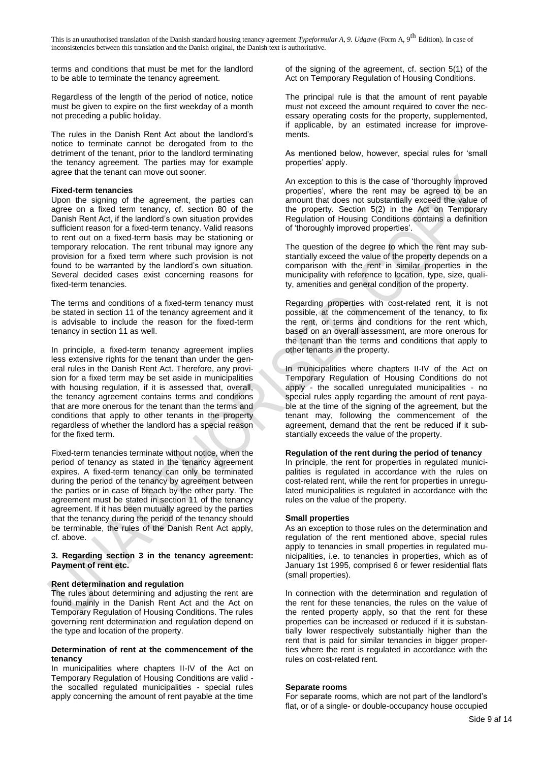terms and conditions that must be met for the landlord to be able to terminate the tenancy agreement.

Regardless of the length of the period of notice, notice must be given to expire on the first weekday of a month not preceding a public holiday.

The rules in the Danish Rent Act about the landlord's notice to terminate cannot be derogated from to the detriment of the tenant, prior to the landlord terminating the tenancy agreement. The parties may for example agree that the tenant can move out sooner.

**Fixed-term tenancies**

Upon the signing of the agreement, the parties can agree on a fixed term tenancy, cf. section 80 of the Danish Rent Act, if the landlord's own situation provides sufficient reason for a fixed-term tenancy. Valid reasons to rent out on a fixed-term basis may be stationing or temporary relocation. The rent tribunal may ignore any provision for a fixed term where such provision is not found to be warranted by the landlord's own situation. Several decided cases exist concerning reasons for fixed-term tenancies.

The terms and conditions of a fixed-term tenancy must be stated in section 11 of the tenancy agreement and it is advisable to include the reason for the fixed-term tenancy in section 11 as well.

In principle, a fixed-term tenancy agreement implies less extensive rights for the tenant than under the general rules in the Danish Rent Act. Therefore, any provision for a fixed term may be set aside in municipalities with housing regulation, if it is assessed that, overall, the tenancy agreement contains terms and conditions that are more onerous for the tenant than the terms and conditions that apply to other tenants in the property regardless of whether the landlord has a special reason for the fixed term.

Fixed-term tenancies terminate without notice, when the period of tenancy as stated in the tenancy agreement expires. A fixed-term tenancy can only be terminated during the period of the tenancy by agreement between the parties or in case of breach by the other party. The agreement must be stated in section 11 of the tenancy agreement. If it has been mutually agreed by the parties that the tenancy during the period of the tenancy should be terminable, the rules of the Danish Rent Act apply, cf. above.

**3. Regarding section 3 in the tenancy agreement: Payment of rent etc.**

**Rent determination and regulation**

The rules about determining and adjusting the rent are found mainly in the Danish Rent Act and the Act on Temporary Regulation of Housing Conditions. The rules governing rent determination and regulation depend on the type and location of the property.

**Determination of rent at the commencement of the tenancy**

In municipalities where chapters II-IV of the Act on Temporary Regulation of Housing Conditions are valid - the socalled regulated municipalities - special rules apply concerning the amount of rent payable at the time of the signing of the agreement, cf. section 5(1) of the Act on Temporary Regulation of Housing Conditions.

The principal rule is that the amount of rent payable must not exceed the amount required to cover the necessary operating costs for the property, supplemented, if applicable, by an estimated increase for improvements.

As mentioned below, however, special rules for 'small properties' apply.

An exception to this is the case of 'thoroughly improved properties', where the rent may be agreed to be an amount that does not substantially exceed the value of the property. Section 5(2) in the Act on Temporary Regulation of Housing Conditions contains a definition of 'thoroughly improved properties'.

The question of the degree to which the rent may substantially exceed the value of the property depends on a comparison with the rent in similar properties in the municipality with reference to location, type, size, quality, amenities and general condition of the property.

Regarding properties with cost-related rent, it is not possible, at the commencement of the tenancy, to fix the rent, or terms and conditions for the rent which, based on an overall assessment, are more onerous for the tenant than the terms and conditions that apply to other tenants in the property.

In municipalities where chapters II-IV of the Act on Temporary Regulation of Housing Conditions do not apply - the socalled unregulated municipalities - no special rules apply regarding the amount of rent payable at the time of the signing of the agreement, but the tenant may, following the commencement of the agreement, demand that the rent be reduced if it substantially exceeds the value of the property.

**Regulation of the rent during the period of tenancy**

In principle, the rent for properties in regulated municipalities is regulated in accordance with the rules on cost-related rent, while the rent for properties in unregulated municipalities is regulated in accordance with the rules on the value of the property.

**Small properties**

As an exception to those rules on the determination and regulation of the rent mentioned above, special rules apply to tenancies in small properties in regulated municipalities, i.e. to tenancies in properties, which as of January 1st 1995, comprised 6 or fewer residential flats (small properties).

In connection with the determination and regulation of the rent for these tenancies, the rules on the value of the rented property apply, so that the rent for these properties can be increased or reduced if it is substantially lower respectively substantially higher than the rent that is paid for similar tenancies in bigger properties where the rent is regulated in accordance with the rules on cost-related rent.

**Separate rooms**

For separate rooms, which are not part of the landlord's flat, or of a single- or double-occupancy house occupied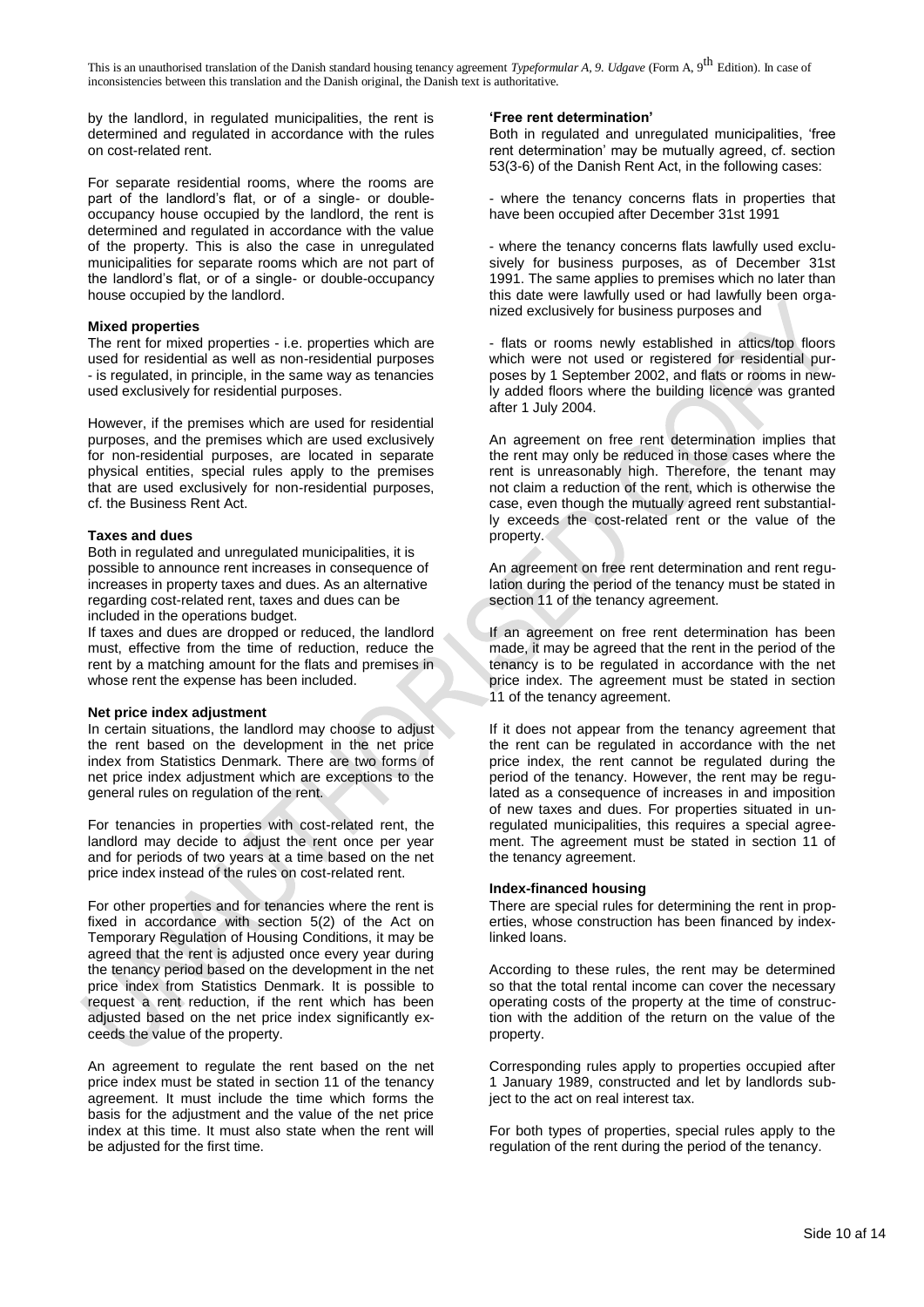by the landlord, in regulated municipalities, the rent is determined and regulated in accordance with the rules on cost-related rent.

For separate residential rooms, where the rooms are part of the landlord's flat, or of a single- or double-occupancy house occupied by the landlord, the rent is determined and regulated in accordance with the value of the property. This is also the case in unregulated municipalities for separate rooms which are not part of the landlord's flat, or of a single- or double-occupancy house occupied by the landlord.

**Mixed properties**

The rent for mixed properties - i.e. properties which are used for residential as well as non-residential purposes - is regulated, in principle, in the same way as tenancies used exclusively for residential purposes.

However, if the premises which are used for residential purposes, and the premises which are used exclusively for non-residential purposes, are located in separate physical entities, special rules apply to the premises that are used exclusively for non-residential purposes, cf. the Business Rent Act.

**Taxes and dues**

Both in regulated and unregulated municipalities, it is possible to announce rent increases in consequence of increases in property taxes and dues. As an alternative regarding cost-related rent, taxes and dues can be included in the operations budget.

If taxes and dues are dropped or reduced, the landlord must, effective from the time of reduction, reduce the rent by a matching amount for the flats and premises in whose rent the expense has been included.

**Net price index adjustment**

In certain situations, the landlord may choose to adjust the rent based on the development in the net price index from Statistics Denmark. There are two forms of net price index adjustment which are exceptions to the general rules on regulation of the rent.

For tenancies in properties with cost-related rent, the landlord may decide to adjust the rent once per year and for periods of two years at a time based on the net price index instead of the rules on cost-related rent.

For other properties and for tenancies where the rent is fixed in accordance with section 5(2) of the Act on Temporary Regulation of Housing Conditions, it may be agreed that the rent is adjusted once every year during the tenancy period based on the development in the net price index from Statistics Denmark. It is possible to request a rent reduction, if the rent which has been adjusted based on the net price index significantly exceeds the value of the property.

An agreement to regulate the rent based on the net price index must be stated in section 11 of the tenancy agreement. It must include the time which forms the basis for the adjustment and the value of the net price index at this time. It must also state when the rent will be adjusted for the first time.

**'Free rent determination'**

Both in regulated and unregulated municipalities, 'free rent determination' may be mutually agreed, cf. section 53(3-6) of the Danish Rent Act, in the following cases:

- where the tenancy concerns flats in properties that have been occupied after December 31st 1991

- where the tenancy concerns flats lawfully used exclusively for business purposes, as of December 31st 1991. The same applies to premises which no later than this date were lawfully used or had lawfully been organized exclusively for business purposes and

- flats or rooms newly established in attics/top floors which were not used or registered for residential purposes by 1 September 2002, and flats or rooms in newly added floors where the building licence was granted after 1 July 2004.

An agreement on free rent determination implies that the rent may only be reduced in those cases where the rent is unreasonably high. Therefore, the tenant may not claim a reduction of the rent, which is otherwise the case, even though the mutually agreed rent substantially exceeds the cost-related rent or the value of the property.

An agreement on free rent determination and rent regulation during the period of the tenancy must be stated in section 11 of the tenancy agreement.

If an agreement on free rent determination has been made, it may be agreed that the rent in the period of the tenancy is to be regulated in accordance with the net price index. The agreement must be stated in section 11 of the tenancy agreement.

If it does not appear from the tenancy agreement that the rent can be regulated in accordance with the net price index, the rent cannot be regulated during the period of the tenancy. However, the rent may be regulated as a consequence of increases in and imposition of new taxes and dues. For properties situated in unregulated municipalities, this requires a special agreement. The agreement must be stated in section 11 of the tenancy agreement.

**Index-financed housing**

There are special rules for determining the rent in properties, whose construction has been financed by index-linked loans.

According to these rules, the rent may be determined so that the total rental income can cover the necessary operating costs of the property at the time of construction with the addition of the return on the value of the property.

Corresponding rules apply to properties occupied after 1 January 1989, constructed and let by landlords subject to the act on real interest tax.

For both types of properties, special rules apply to the regulation of the rent during the period of the tenancy.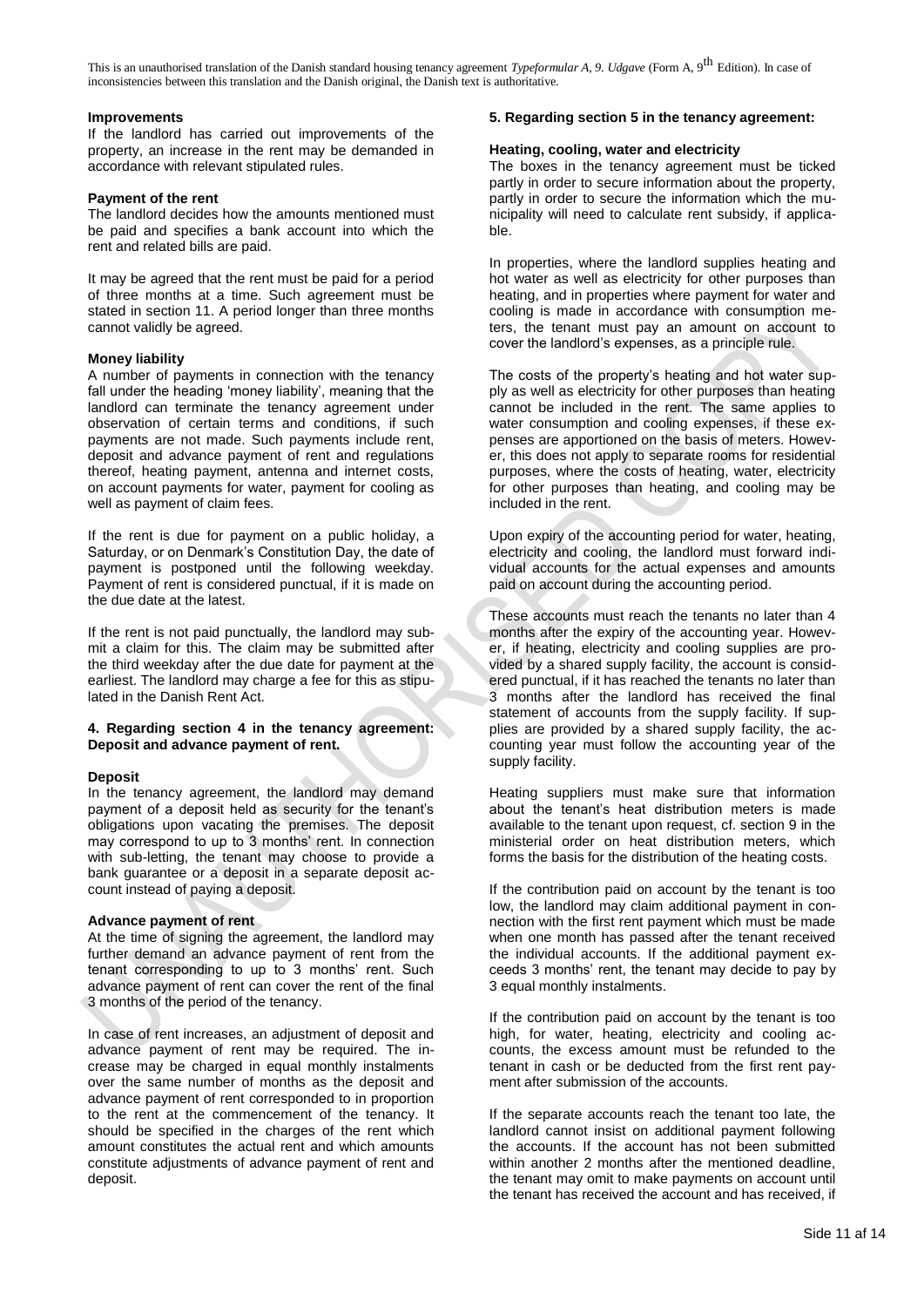This is an unauthorised translation of the Danish standard housing tenancy agreement *Typeformular A, 9. Udgave* (Form A, 9th Edition). In case of inconsistencies between this translation and the Danish original, the Danish text is authoritative.

**Improvements**

If the landlord has carried out improvements of the property, an increase in the rent may be demanded in accordance with relevant stipulated rules.

**Payment of the rent**

The landlord decides how the amounts mentioned must be paid and specifies a bank account into which the rent and related bills are paid.

It may be agreed that the rent must be paid for a period of three months at a time. Such agreement must be stated in section 11. A period longer than three months cannot validly be agreed.

**Money liability**

A number of payments in connection with the tenancy fall under the heading 'money liability', meaning that the landlord can terminate the tenancy agreement under observation of certain terms and conditions, if such payments are not made. Such payments include rent, deposit and advance payment of rent and regulations thereof, heating payment, antenna and internet costs, on account payments for water, payment for cooling as well as payment of claim fees.

If the rent is due for payment on a public holiday, a Saturday, or on Denmark's Constitution Day, the date of payment is postponed until the following weekday. Payment of rent is considered punctual, if it is made on the due date at the latest.

If the rent is not paid punctually, the landlord may submit a claim for this. The claim may be submitted after the third weekday after the due date for payment at the earliest. The landlord may charge a fee for this as stipulated in the Danish Rent Act.

**4. Regarding section 4 in the tenancy agreement: Deposit and advance payment of rent.**

**Deposit**

In the tenancy agreement, the landlord may demand payment of a deposit held as security for the tenant's obligations upon vacating the premises. The deposit may correspond to up to 3 months' rent. In connection with sub-letting, the tenant may choose to provide a bank guarantee or a deposit in a separate deposit account instead of paying a deposit.

**Advance payment of rent**

At the time of signing the agreement, the landlord may further demand an advance payment of rent from the tenant corresponding to up to 3 months' rent. Such advance payment of rent can cover the rent of the final 3 months of the period of the tenancy.

In case of rent increases, an adjustment of deposit and advance payment of rent may be required. The increase may be charged in equal monthly instalments over the same number of months as the deposit and advance payment of rent corresponded to in proportion to the rent at the commencement of the tenancy. It should be specified in the charges of the rent which amount constitutes the actual rent and which amounts constitute adjustments of advance payment of rent and deposit.

**5. Regarding section 5 in the tenancy agreement:**

**Heating, cooling, water and electricity**

The boxes in the tenancy agreement must be ticked partly in order to secure information about the property, partly in order to secure the information which the municipality will need to calculate rent subsidy, if applicable.

In properties, where the landlord supplies heating and hot water as well as electricity for other purposes than heating, and in properties where payment for water and cooling is made in accordance with consumption meters, the tenant must pay an amount on account to cover the landlord's expenses, as a principle rule.

The costs of the property's heating and hot water supply as well as electricity for other purposes than heating cannot be included in the rent. The same applies to water consumption and cooling expenses, if these expenses are apportioned on the basis of meters. However, this does not apply to separate rooms for residential purposes, where the costs of heating, water, electricity for other purposes than heating, and cooling may be included in the rent.

Upon expiry of the accounting period for water, heating, electricity and cooling, the landlord must forward individual accounts for the actual expenses and amounts paid on account during the accounting period.

These accounts must reach the tenants no later than 4 months after the expiry of the accounting year. However, if heating, electricity and cooling supplies are provided by a shared supply facility, the account is considered punctual, if it has reached the tenants no later than 3 months after the landlord has received the final statement of accounts from the supply facility. If supplies are provided by a shared supply facility, the accounting year must follow the accounting year of the supply facility.

Heating suppliers must make sure that information about the tenant's heat distribution meters is made available to the tenant upon request, cf. section 9 in the ministerial order on heat distribution meters, which forms the basis for the distribution of the heating costs.

If the contribution paid on account by the tenant is too low, the landlord may claim additional payment in connection with the first rent payment which must be made when one month has passed after the tenant received the individual accounts. If the additional payment exceeds 3 months' rent, the tenant may decide to pay by 3 equal monthly instalments.

If the contribution paid on account by the tenant is too high, for water, heating, electricity and cooling accounts, the excess amount must be refunded to the tenant in cash or be deducted from the first rent payment after submission of the accounts.

If the separate accounts reach the tenant too late, the landlord cannot insist on additional payment following the accounts. If the account has not been submitted within another 2 months after the mentioned deadline, the tenant may omit to make payments on account until the tenant has received the account and has received, if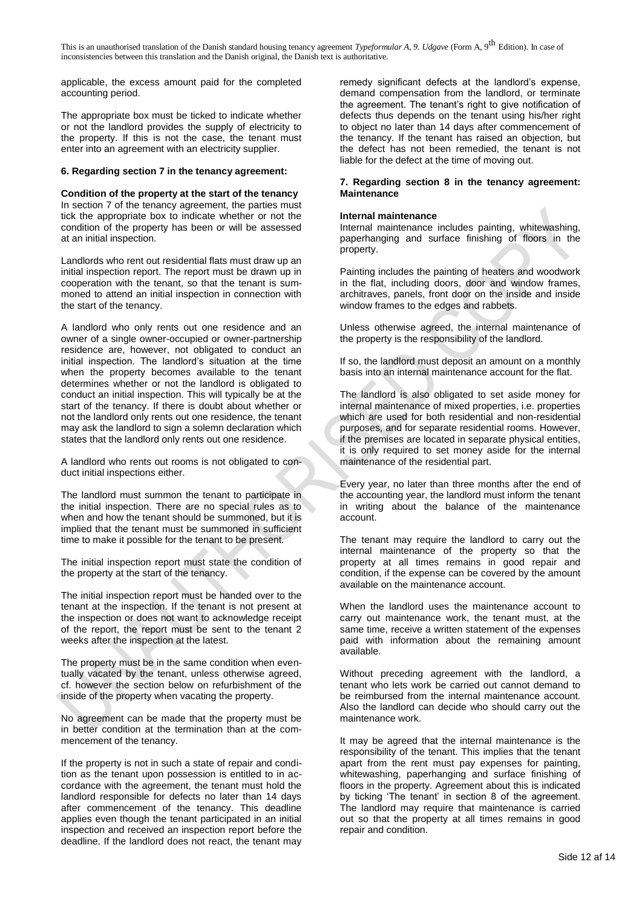applicable, the excess amount paid for the completed accounting period.

The appropriate box must be ticked to indicate whether or not the landlord provides the supply of electricity to the property. If this is not the case, the tenant must enter into an agreement with an electricity supplier.

#### 6. Regarding section 7 in the tenancy agreement:

**Condition of the property at the start of the tenancy**

In section 7 of the tenancy agreement, the parties must tick the appropriate box to indicate whether or not the condition of the property has been or will be assessed at an initial inspection.

Landlords who rent out residential flats must draw up an initial inspection report. The report must be drawn up in cooperation with the tenant, so that the tenant is summoned to attend an initial inspection in connection with the start of the tenancy.

A landlord who only rents out one residence and an owner of a single owner-occupied or owner-partnership residence are, however, not obligated to conduct an initial inspection. The landlord's situation at the time when the property becomes available to the tenant determines whether or not the landlord is obligated to conduct an initial inspection. This will typically be at the start of the tenancy. If there is doubt about whether or not the landlord only rents out one residence, the tenant may ask the landlord to sign a solemn declaration which states that the landlord only rents out one residence.

A landlord who rents out rooms is not obligated to conduct initial inspections either.

The landlord must summon the tenant to participate in the initial inspection. There are no special rules as to when and how the tenant should be summoned, but it is implied that the tenant must be summoned in sufficient time to make it possible for the tenant to be present.

The initial inspection report must state the condition of the property at the start of the tenancy.

The initial inspection report must be handed over to the tenant at the inspection. If the tenant is not present at the inspection or does not want to acknowledge receipt of the report, the report must be sent to the tenant 2 weeks after the inspection at the latest.

The property must be in the same condition when eventually vacated by the tenant, unless otherwise agreed, cf. however the section below on refurbishment of the inside of the property when vacating the property.

No agreement can be made that the property must be in better condition at the termination than at the commencement of the tenancy.

If the property is not in such a state of repair and condition as the tenant upon possession is entitled to in accordance with the agreement, the tenant must hold the landlord responsible for defects no later than 14 days after commencement of the tenancy. This deadline applies even though the tenant participated in an initial inspection and received an inspection report before the deadline. If the landlord does not react, the tenant may remedy significant defects at the landlord's expense, demand compensation from the landlord, or terminate the agreement. The tenant's right to give notification of defects thus depends on the tenant using his/her right to object no later than 14 days after commencement of the tenancy. If the tenant has raised an objection, but the defect has not been remedied, the tenant is not liable for the defect at the time of moving out.

#### 7. Regarding section 8 in the tenancy agreement: Maintenance

**Internal maintenance**

Internal maintenance includes painting, whitewashing, paperhanging and surface finishing of floors in the property.

Painting includes the painting of heaters and woodwork in the flat, including doors, door and window frames, architraves, panels, front door on the inside and inside window frames to the edges and rabbets.

Unless otherwise agreed, the internal maintenance of the property is the responsibility of the landlord.

If so, the landlord must deposit an amount on a monthly basis into an internal maintenance account for the flat.

The landlord is also obligated to set aside money for internal maintenance of mixed properties, i.e. properties which are used for both residential and non-residential purposes, and for separate residential rooms. However, if the premises are located in separate physical entities, it is only required to set money aside for the internal maintenance of the residential part.

Every year, no later than three months after the end of the accounting year, the landlord must inform the tenant in writing about the balance of the maintenance account.

The tenant may require the landlord to carry out the internal maintenance of the property so that the property at all times remains in good repair and condition, if the expense can be covered by the amount available on the maintenance account.

When the landlord uses the maintenance account to carry out maintenance work, the tenant must, at the same time, receive a written statement of the expenses paid with information about the remaining amount available.

Without preceding agreement with the landlord, a tenant who lets work be carried out cannot demand to be reimbursed from the internal maintenance account. Also the landlord can decide who should carry out the maintenance work.

It may be agreed that the internal maintenance is the responsibility of the tenant. This implies that the tenant apart from the rent must pay expenses for painting, whitewashing, paperhanging and surface finishing of floors in the property. Agreement about this is indicated by ticking 'The tenant' in section 8 of the agreement. The landlord may require that maintenance is carried out so that the property at all times remains in good repair and condition.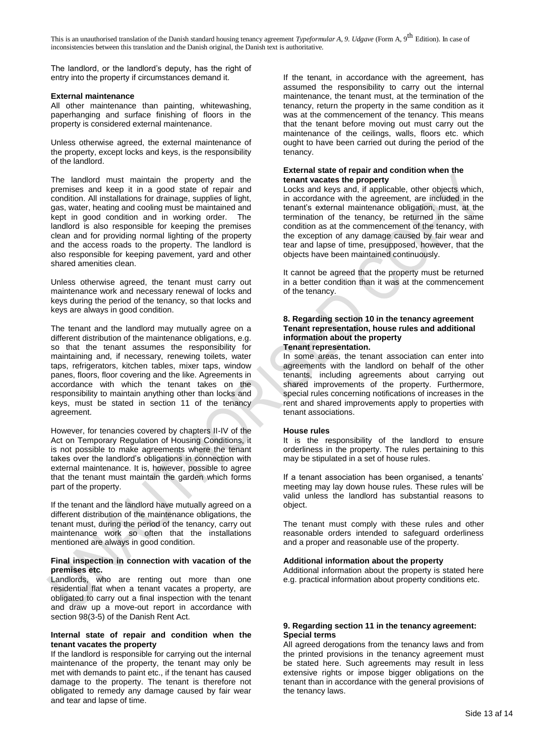This is an unauthorised translation of the Danish standard housing tenancy agreement *Typeformular A, 9. Udgave* (Form A, 9th Edition). In case of inconsistencies between this translation and the Danish original, the Danish text is authoritative.

The landlord, or the landlord's deputy, has the right of entry into the property if circumstances demand it.

**External maintenance**

All other maintenance than painting, whitewashing, paperhanging and surface finishing of floors in the property is considered external maintenance.

Unless otherwise agreed, the external maintenance of the property, except locks and keys, is the responsibility of the landlord.

The landlord must maintain the property and the premises and keep it in a good state of repair and condition. All installations for drainage, supplies of light, gas, water, heating and cooling must be maintained and kept in good condition and in working order. The landlord is also responsible for keeping the premises clean and for providing normal lighting of the property and the access roads to the property. The landlord is also responsible for keeping pavement, yard and other shared amenities clean.

Unless otherwise agreed, the tenant must carry out maintenance work and necessary renewal of locks and keys during the period of the tenancy, so that locks and keys are always in good condition.

The tenant and the landlord may mutually agree on a different distribution of the maintenance obligations, e.g. so that the tenant assumes the responsibility for maintaining and, if necessary, renewing toilets, water taps, refrigerators, kitchen tables, mixer taps, window panes, floors, floor covering and the like. Agreements in accordance with which the tenant takes on the responsibility to maintain anything other than locks and keys, must be stated in section 11 of the tenancy agreement.

However, for tenancies covered by chapters II-IV of the Act on Temporary Regulation of Housing Conditions, it is not possible to make agreements where the tenant takes over the landlord's obligations in connection with external maintenance. It is, however, possible to agree that the tenant must maintain the garden which forms part of the property.

If the tenant and the landlord have mutually agreed on a different distribution of the maintenance obligations, the tenant must, during the period of the tenancy, carry out maintenance work so often that the installations mentioned are always in good condition.

**Final inspection in connection with vacation of the premises etc.**

Landlords, who are renting out more than one residential flat when a tenant vacates a property, are obligated to carry out a final inspection with the tenant and draw up a move-out report in accordance with section 98(3-5) of the Danish Rent Act.

**Internal state of repair and condition when the tenant vacates the property**

If the landlord is responsible for carrying out the internal maintenance of the property, the tenant may only be met with demands to paint etc., if the tenant has caused damage to the property. The tenant is therefore not obligated to remedy any damage caused by fair wear and tear and lapse of time.

If the tenant, in accordance with the agreement, has assumed the responsibility to carry out the internal maintenance, the tenant must, at the termination of the tenancy, return the property in the same condition as it was at the commencement of the tenancy. This means that the tenant before moving out must carry out the maintenance of the ceilings, walls, floors etc. which ought to have been carried out during the period of the tenancy.

**External state of repair and condition when the tenant vacates the property**

Locks and keys and, if applicable, other objects which, in accordance with the agreement, are included in the tenant's external maintenance obligation, must, at the termination of the tenancy, be returned in the same condition as at the commencement of the tenancy, with the exception of any damage caused by fair wear and tear and lapse of time, presupposed, however, that the objects have been maintained continuously.

It cannot be agreed that the property must be returned in a better condition than it was at the commencement of the tenancy.

## 8. Regarding section 10 in the tenancy agreement Tenant representation, house rules and additional information about the property

**Tenant representation.**

In some areas, the tenant association can enter into agreements with the landlord on behalf of the other tenants, including agreements about carrying out shared improvements of the property. Furthermore, special rules concerning notifications of increases in the rent and shared improvements apply to properties with tenant associations.

**House rules**

It is the responsibility of the landlord to ensure orderliness in the property. The rules pertaining to this may be stipulated in a set of house rules.

If a tenant association has been organised, a tenants' meeting may lay down house rules. These rules will be valid unless the landlord has substantial reasons to object.

The tenant must comply with these rules and other reasonable orders intended to safeguard orderliness and a proper and reasonable use of the property.

**Additional information about the property**

Additional information about the property is stated here e.g. practical information about property conditions etc.

## 9. Regarding section 11 in the tenancy agreement: Special terms

All agreed derogations from the tenancy laws and from the printed provisions in the tenancy agreement must be stated here. Such agreements may result in less extensive rights or impose bigger obligations on the tenant than in accordance with the general provisions of the tenancy laws.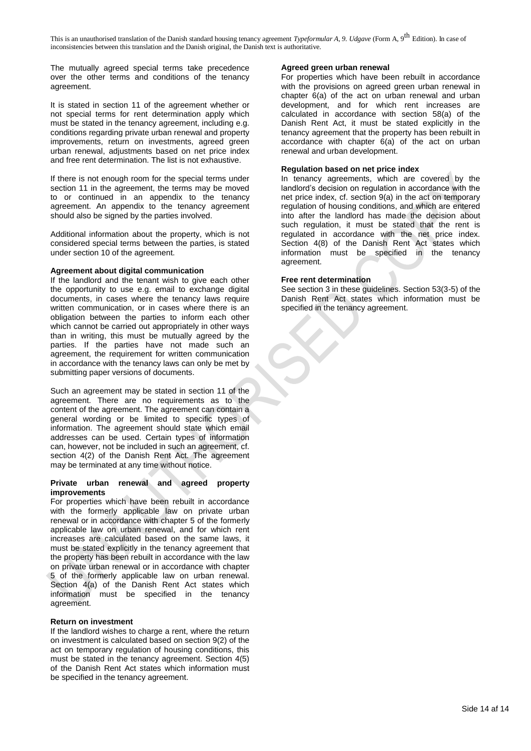The mutually agreed special terms take precedence over the other terms and conditions of the tenancy agreement.

It is stated in section 11 of the agreement whether or not special terms for rent determination apply which must be stated in the tenancy agreement, including e.g. conditions regarding private urban renewal and property improvements, return on investments, agreed green urban renewal, adjustments based on net price index and free rent determination. The list is not exhaustive.

If there is not enough room for the special terms under section 11 in the agreement, the terms may be moved to or continued in an appendix to the tenancy agreement. An appendix to the tenancy agreement should also be signed by the parties involved.

Additional information about the property, which is not considered special terms between the parties, is stated under section 10 of the agreement.

**Agreement about digital communication**

If the landlord and the tenant wish to give each other the opportunity to use e.g. email to exchange digital documents, in cases where the tenancy laws require written communication, or in cases where there is an obligation between the parties to inform each other which cannot be carried out appropriately in other ways than in writing, this must be mutually agreed by the parties. If the parties have not made such an agreement, the requirement for written communication in accordance with the tenancy laws can only be met by submitting paper versions of documents.

Such an agreement may be stated in section 11 of the agreement. There are no requirements as to the content of the agreement. The agreement can contain a general wording or be limited to specific types of information. The agreement should state which email addresses can be used. Certain types of information can, however, not be included in such an agreement, cf. section 4(2) of the Danish Rent Act. The agreement may be terminated at any time without notice.

**Private urban renewal and agreed property improvements**

For properties which have been rebuilt in accordance with the formerly applicable law on private urban renewal or in accordance with chapter 5 of the formerly applicable law on urban renewal, and for which rent increases are calculated based on the same laws, it must be stated explicitly in the tenancy agreement that the property has been rebuilt in accordance with the law on private urban renewal or in accordance with chapter 5 of the formerly applicable law on urban renewal. Section 4(a) of the Danish Rent Act states which information must be specified in the tenancy agreement.

**Return on investment**

If the landlord wishes to charge a rent, where the return on investment is calculated based on section 9(2) of the act on temporary regulation of housing conditions, this must be stated in the tenancy agreement. Section 4(5) of the Danish Rent Act states which information must be specified in the tenancy agreement.

**Agreed green urban renewal**

For properties which have been rebuilt in accordance with the provisions on agreed green urban renewal in chapter 6(a) of the act on urban renewal and urban development, and for which rent increases are calculated in accordance with section 58(a) of the Danish Rent Act, it must be stated explicitly in the tenancy agreement that the property has been rebuilt in accordance with chapter 6(a) of the act on urban renewal and urban development.

**Regulation based on net price index**

In tenancy agreements, which are covered by the landlord's decision on regulation in accordance with the net price index, cf. section 9(a) in the act on temporary regulation of housing conditions, and which are entered into after the landlord has made the decision about such regulation, it must be stated that the rent is regulated in accordance with the net price index. Section 4(8) of the Danish Rent Act states which information must be specified in the tenancy agreement.

**Free rent determination**

See section 3 in these guidelines. Section 53(3-5) of the Danish Rent Act states which information must be specified in the tenancy agreement.